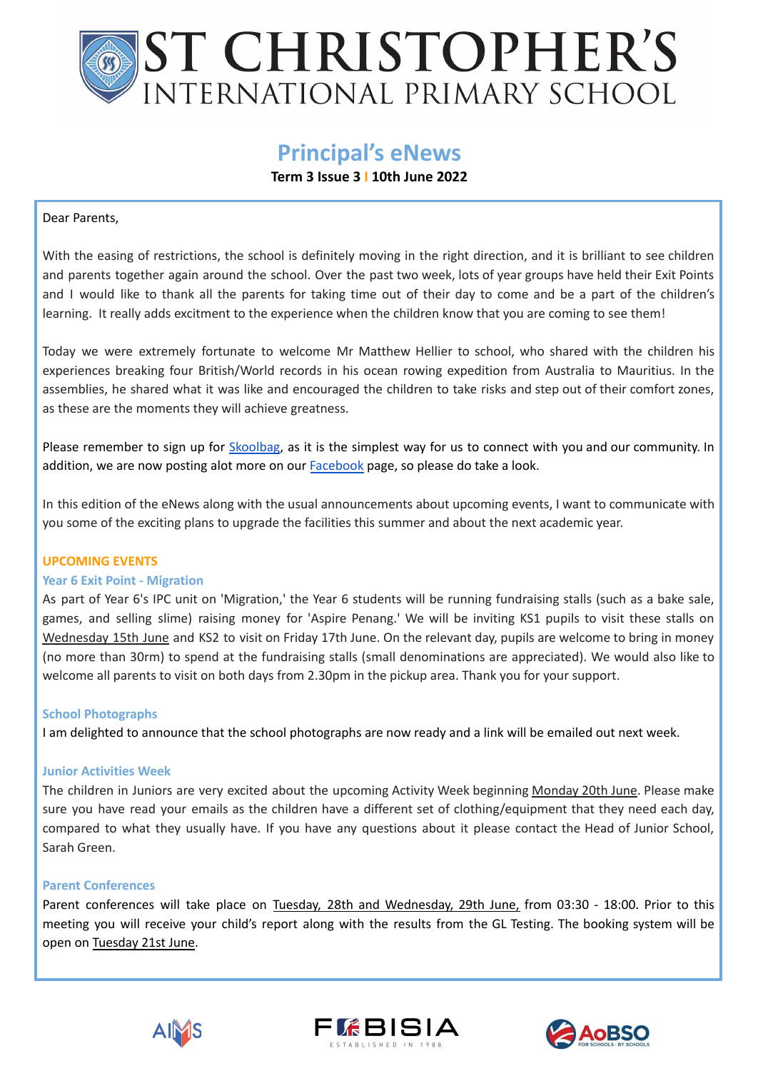# ST CHRISTOPHER'S
## INTERNATIONAL PRIMARY SCHOOL

# Principal's eNews

**Term 3 Issue 3 | 10th June 2022**

Dear Parents,

With the easing of restrictions, the school is definitely moving in the right direction, and it is brilliant to see children and parents together again around the school. Over the past two week, lots of year groups have held their Exit Points and I would like to thank all the parents for taking time out of their day to come and be a part of the children's learning. It really adds excitment to the experience when the children know that you are coming to see them!

Today we were extremely fortunate to welcome Mr Matthew Hellier to school, who shared with the children his experiences breaking four British/World records in his ocean rowing expedition from Australia to Mauritius. In the assemblies, he shared what it was like and encouraged the children to take risks and step out of their comfort zones, as these are the moments they will achieve greatness.

Please remember to sign up for Skoolbag, as it is the simplest way for us to connect with you and our community. In addition, we are now posting alot more on our Facebook page, so please do take a look.

In this edition of the eNews along with the usual announcements about upcoming events, I want to communicate with you some of the exciting plans to upgrade the facilities this summer and about the next academic year.

## UPCOMING EVENTS

### Year 6 Exit Point - Migration

As part of Year 6's IPC unit on 'Migration,' the Year 6 students will be running fundraising stalls (such as a bake sale, games, and selling slime) raising money for 'Aspire Penang.' We will be inviting KS1 pupils to visit these stalls on Wednesday 15th June and KS2 to visit on Friday 17th June. On the relevant day, pupils are welcome to bring in money (no more than 30rm) to spend at the fundraising stalls (small denominations are appreciated). We would also like to welcome all parents to visit on both days from 2.30pm in the pickup area. Thank you for your support.

### School Photographs

I am delighted to announce that the school photographs are now ready and a link will be emailed out next week.

### Junior Activities Week

The children in Juniors are very excited about the upcoming Activity Week beginning Monday 20th June. Please make sure you have read your emails as the children have a different set of clothing/equipment that they need each day, compared to what they usually have. If you have any questions about it please contact the Head of Junior School, Sarah Green.

### Parent Conferences

Parent conferences will take place on Tuesday, 28th and Wednesday, 29th June, from 03:30 - 18:00. Prior to this meeting you will receive your child's report along with the results from the GL Testing. The booking system will be open on Tuesday 21st June.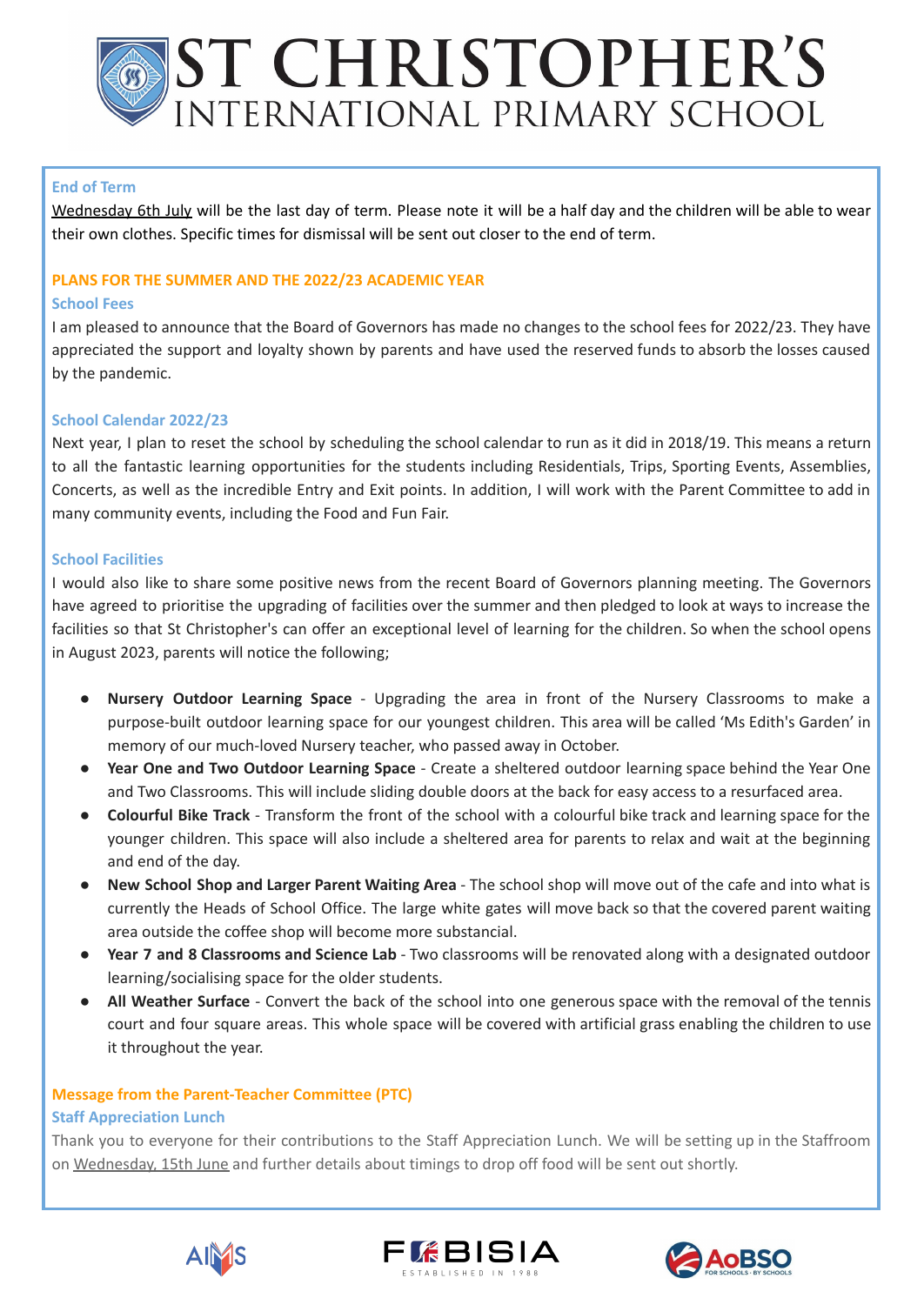# ST CHRISTOPHER'S
## INTERNATIONAL PRIMARY SCHOOL

### End of Term

Wednesday 6th July will be the last day of term. Please note it will be a half day and the children will be able to wear their own clothes. Specific times for dismissal will be sent out closer to the end of term.

## PLANS FOR THE SUMMER AND THE 2022/23 ACADEMIC YEAR

### School Fees

I am pleased to announce that the Board of Governors has made no changes to the school fees for 2022/23. They have appreciated the support and loyalty shown by parents and have used the reserved funds to absorb the losses caused by the pandemic.

### School Calendar 2022/23

Next year, I plan to reset the school by scheduling the school calendar to run as it did in 2018/19. This means a return to all the fantastic learning opportunities for the students including Residentials, Trips, Sporting Events, Assemblies, Concerts, as well as the incredible Entry and Exit points. In addition, I will work with the Parent Committee to add in many community events, including the Food and Fun Fair.

### School Facilities

I would also like to share some positive news from the recent Board of Governors planning meeting. The Governors have agreed to prioritise the upgrading of facilities over the summer and then pledged to look at ways to increase the facilities so that St Christopher's can offer an exceptional level of learning for the children. So when the school opens in August 2023, parents will notice the following;

- **Nursery Outdoor Learning Space** - Upgrading the area in front of the Nursery Classrooms to make a purpose-built outdoor learning space for our youngest children. This area will be called 'Ms Edith's Garden' in memory of our much-loved Nursery teacher, who passed away in October.
- **Year One and Two Outdoor Learning Space** - Create a sheltered outdoor learning space behind the Year One and Two Classrooms. This will include sliding double doors at the back for easy access to a resurfaced area.
- **Colourful Bike Track** - Transform the front of the school with a colourful bike track and learning space for the younger children. This space will also include a sheltered area for parents to relax and wait at the beginning and end of the day.
- **New School Shop and Larger Parent Waiting Area** - The school shop will move out of the cafe and into what is currently the Heads of School Office. The large white gates will move back so that the covered parent waiting area outside the coffee shop will become more substancial.
- **Year 7 and 8 Classrooms and Science Lab** - Two classrooms will be renovated along with a designated outdoor learning/socialising space for the older students.
- **All Weather Surface** - Convert the back of the school into one generous space with the removal of the tennis court and four square areas. This whole space will be covered with artificial grass enabling the children to use it throughout the year.

## Message from the Parent-Teacher Committee (PTC)

### Staff Appreciation Lunch

Thank you to everyone for their contributions to the Staff Appreciation Lunch. We will be setting up in the Staffroom on Wednesday, 15th June and further details about timings to drop off food will be sent out shortly.

AIMS FOBISIA ESTABLISHED IN 1988 AoBSO FOR SCHOOLS · BY SCHOOLS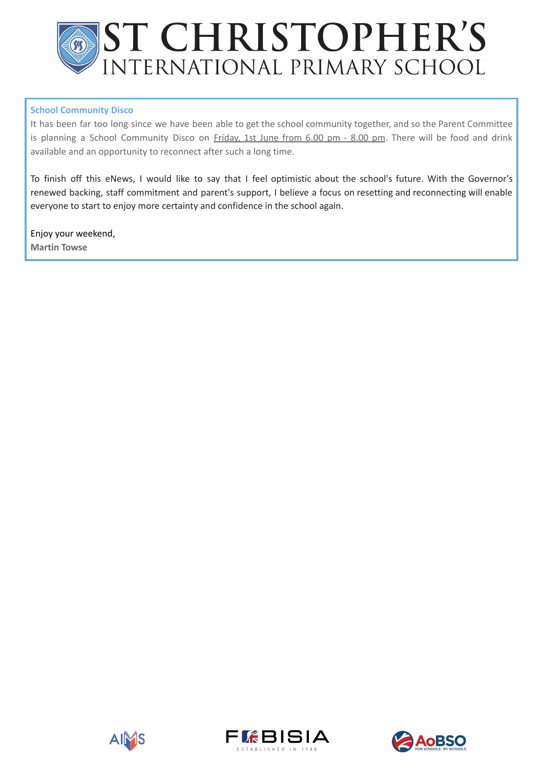**School Community Disco**

It has been far too long since we have been able to get the school community together, and so the Parent Committee is planning a School Community Disco on Friday, 1st June from 6.00 pm - 8.00 pm. There will be food and drink available and an opportunity to reconnect after such a long time.

To finish off this eNews, I would like to say that I feel optimistic about the school's future. With the Governor's renewed backing, staff commitment and parent's support, I believe a focus on resetting and reconnecting will enable everyone to start to enjoy more certainty and confidence in the school again.

Enjoy your weekend,

**Martin Towse**